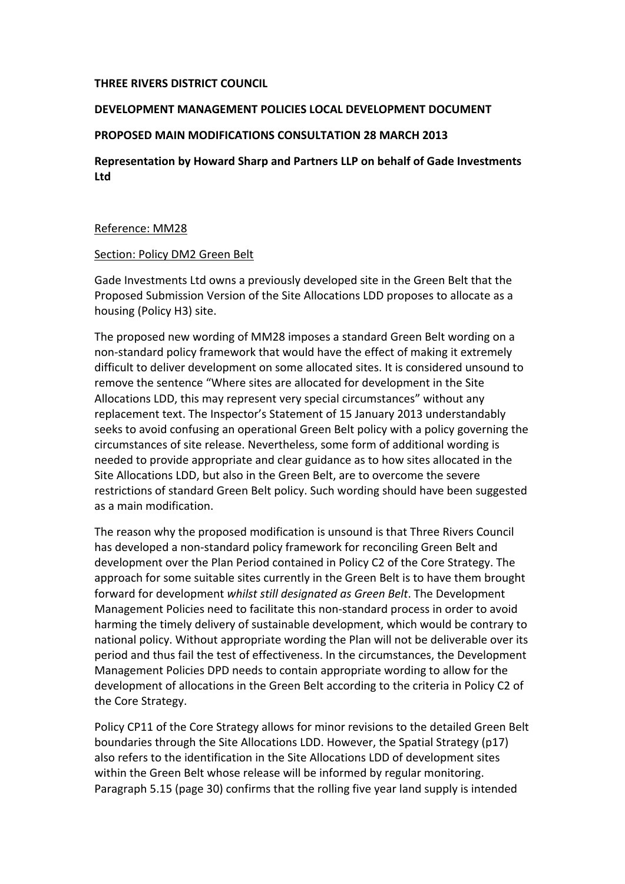**THREE RIVERS DISTRICT COUNCIL**

**DEVELOPMENT MANAGEMENT POLICIES LOCAL DEVELOPMENT DOCUMENT**

**PROPOSED MAIN MODIFICATIONS CONSULTATION 28 MARCH 2013**

**Representation by Howard Sharp and Partners LLP on behalf of Gade Investments Ltd**

<u>Reference: MM28</u>

<u>Section: Policy DM2 Green Belt</u>

Gade Investments Ltd owns a previously developed site in the Green Belt that the Proposed Submission Version of the Site Allocations LDD proposes to allocate as a housing (Policy H3) site.

The proposed new wording of MM28 imposes a standard Green Belt wording on a non-standard policy framework that would have the effect of making it extremely difficult to deliver development on some allocated sites. It is considered unsound to remove the sentence "Where sites are allocated for development in the Site Allocations LDD, this may represent very special circumstances" without any replacement text. The Inspector's Statement of 15 January 2013 understandably seeks to avoid confusing an operational Green Belt policy with a policy governing the circumstances of site release. Nevertheless, some form of additional wording is needed to provide appropriate and clear guidance as to how sites allocated in the Site Allocations LDD, but also in the Green Belt, are to overcome the severe restrictions of standard Green Belt policy. Such wording should have been suggested as a main modification.

The reason why the proposed modification is unsound is that Three Rivers Council has developed a non-standard policy framework for reconciling Green Belt and development over the Plan Period contained in Policy C2 of the Core Strategy. The approach for some suitable sites currently in the Green Belt is to have them brought forward for development *whilst still designated as Green Belt*. The Development Management Policies need to facilitate this non-standard process in order to avoid harming the timely delivery of sustainable development, which would be contrary to national policy. Without appropriate wording the Plan will not be deliverable over its period and thus fail the test of effectiveness. In the circumstances, the Development Management Policies DPD needs to contain appropriate wording to allow for the development of allocations in the Green Belt according to the criteria in Policy C2 of the Core Strategy.

Policy CP11 of the Core Strategy allows for minor revisions to the detailed Green Belt boundaries through the Site Allocations LDD. However, the Spatial Strategy (p17) also refers to the identification in the Site Allocations LDD of development sites within the Green Belt whose release will be informed by regular monitoring. Paragraph 5.15 (page 30) confirms that the rolling five year land supply is intended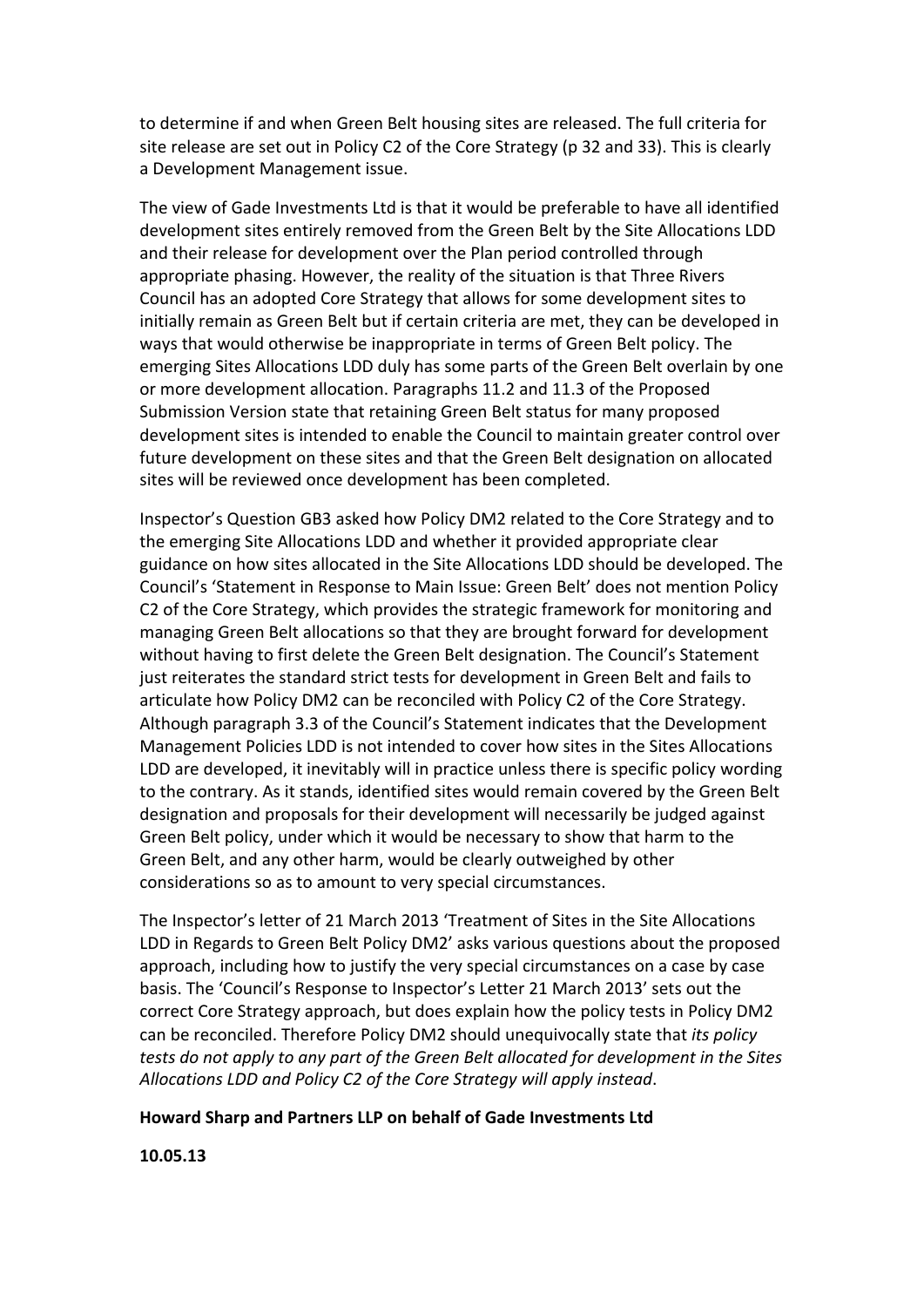to determine if and when Green Belt housing sites are released. The full criteria for site release are set out in Policy C2 of the Core Strategy (p 32 and 33). This is clearly a Development Management issue.

The view of Gade Investments Ltd is that it would be preferable to have all identified development sites entirely removed from the Green Belt by the Site Allocations LDD and their release for development over the Plan period controlled through appropriate phasing. However, the reality of the situation is that Three Rivers Council has an adopted Core Strategy that allows for some development sites to initially remain as Green Belt but if certain criteria are met, they can be developed in ways that would otherwise be inappropriate in terms of Green Belt policy. The emerging Sites Allocations LDD duly has some parts of the Green Belt overlain by one or more development allocation. Paragraphs 11.2 and 11.3 of the Proposed Submission Version state that retaining Green Belt status for many proposed development sites is intended to enable the Council to maintain greater control over future development on these sites and that the Green Belt designation on allocated sites will be reviewed once development has been completed.

Inspector's Question GB3 asked how Policy DM2 related to the Core Strategy and to the emerging Site Allocations LDD and whether it provided appropriate clear guidance on how sites allocated in the Site Allocations LDD should be developed. The Council's 'Statement in Response to Main Issue: Green Belt' does not mention Policy C2 of the Core Strategy, which provides the strategic framework for monitoring and managing Green Belt allocations so that they are brought forward for development without having to first delete the Green Belt designation. The Council's Statement just reiterates the standard strict tests for development in Green Belt and fails to articulate how Policy DM2 can be reconciled with Policy C2 of the Core Strategy. Although paragraph 3.3 of the Council's Statement indicates that the Development Management Policies LDD is not intended to cover how sites in the Sites Allocations LDD are developed, it inevitably will in practice unless there is specific policy wording to the contrary. As it stands, identified sites would remain covered by the Green Belt designation and proposals for their development will necessarily be judged against Green Belt policy, under which it would be necessary to show that harm to the Green Belt, and any other harm, would be clearly outweighed by other considerations so as to amount to very special circumstances.

The Inspector's letter of 21 March 2013 'Treatment of Sites in the Site Allocations LDD in Regards to Green Belt Policy DM2' asks various questions about the proposed approach, including how to justify the very special circumstances on a case by case basis. The 'Council's Response to Inspector's Letter 21 March 2013' sets out the correct Core Strategy approach, but does explain how the policy tests in Policy DM2 can be reconciled. Therefore Policy DM2 should unequivocally state that *its policy tests do not apply to any part of the Green Belt allocated for development in the Sites Allocations LDD and Policy C2 of the Core Strategy will apply instead*.

**Howard Sharp and Partners LLP on behalf of Gade Investments Ltd**

**10.05.13**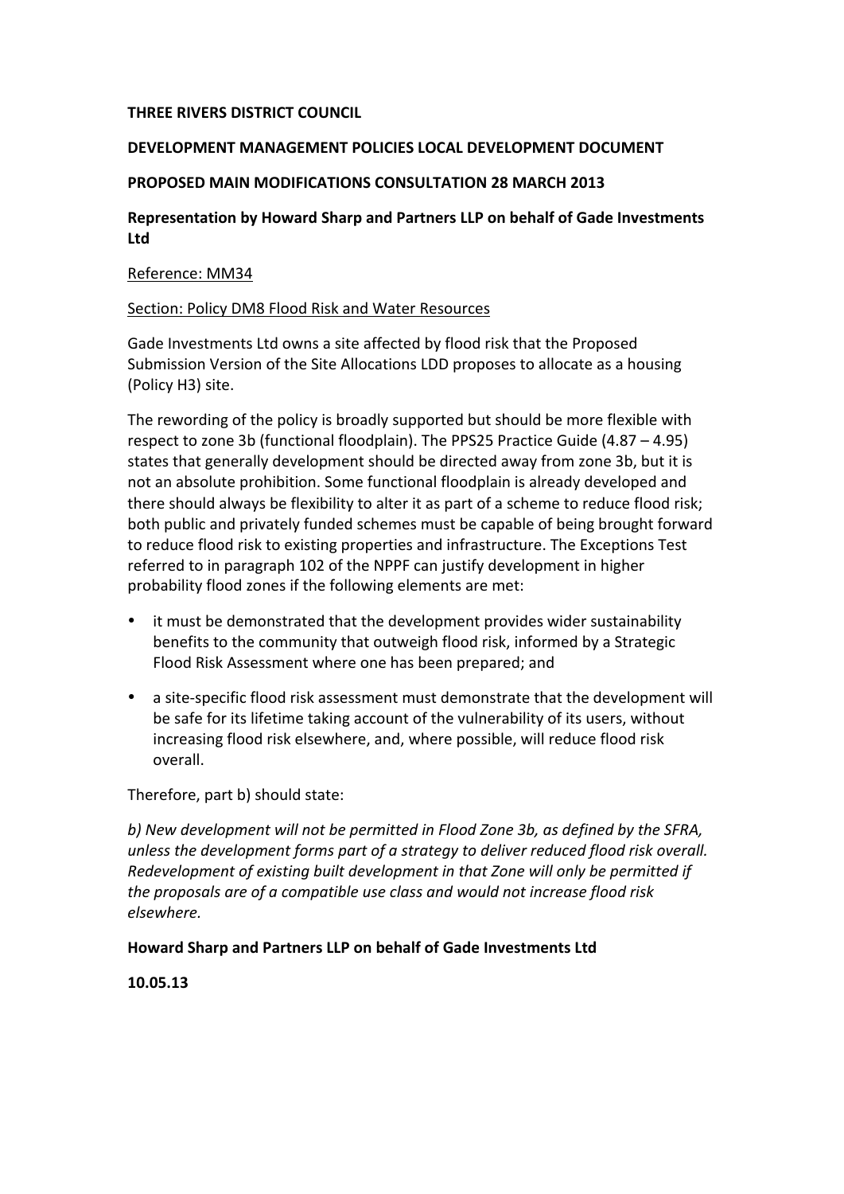**THREE RIVERS DISTRICT COUNCIL**

**DEVELOPMENT MANAGEMENT POLICIES LOCAL DEVELOPMENT DOCUMENT**

**PROPOSED MAIN MODIFICATIONS CONSULTATION 28 MARCH 2013**

**Representation by Howard Sharp and Partners LLP on behalf of Gade Investments Ltd**

Reference: MM34

Section: Policy DM8 Flood Risk and Water Resources

Gade Investments Ltd owns a site affected by flood risk that the Proposed Submission Version of the Site Allocations LDD proposes to allocate as a housing (Policy H3) site.

The rewording of the policy is broadly supported but should be more flexible with respect to zone 3b (functional floodplain). The PPS25 Practice Guide (4.87 – 4.95) states that generally development should be directed away from zone 3b, but it is not an absolute prohibition. Some functional floodplain is already developed and there should always be flexibility to alter it as part of a scheme to reduce flood risk; both public and privately funded schemes must be capable of being brought forward to reduce flood risk to existing properties and infrastructure. The Exceptions Test referred to in paragraph 102 of the NPPF can justify development in higher probability flood zones if the following elements are met:

- it must be demonstrated that the development provides wider sustainability benefits to the community that outweigh flood risk, informed by a Strategic Flood Risk Assessment where one has been prepared; and
- a site-specific flood risk assessment must demonstrate that the development will be safe for its lifetime taking account of the vulnerability of its users, without increasing flood risk elsewhere, and, where possible, will reduce flood risk overall.

Therefore, part b) should state:

*b) New development will not be permitted in Flood Zone 3b, as defined by the SFRA, unless the development forms part of a strategy to deliver reduced flood risk overall. Redevelopment of existing built development in that Zone will only be permitted if the proposals are of a compatible use class and would not increase flood risk elsewhere.*

**Howard Sharp and Partners LLP on behalf of Gade Investments Ltd**

**10.05.13**